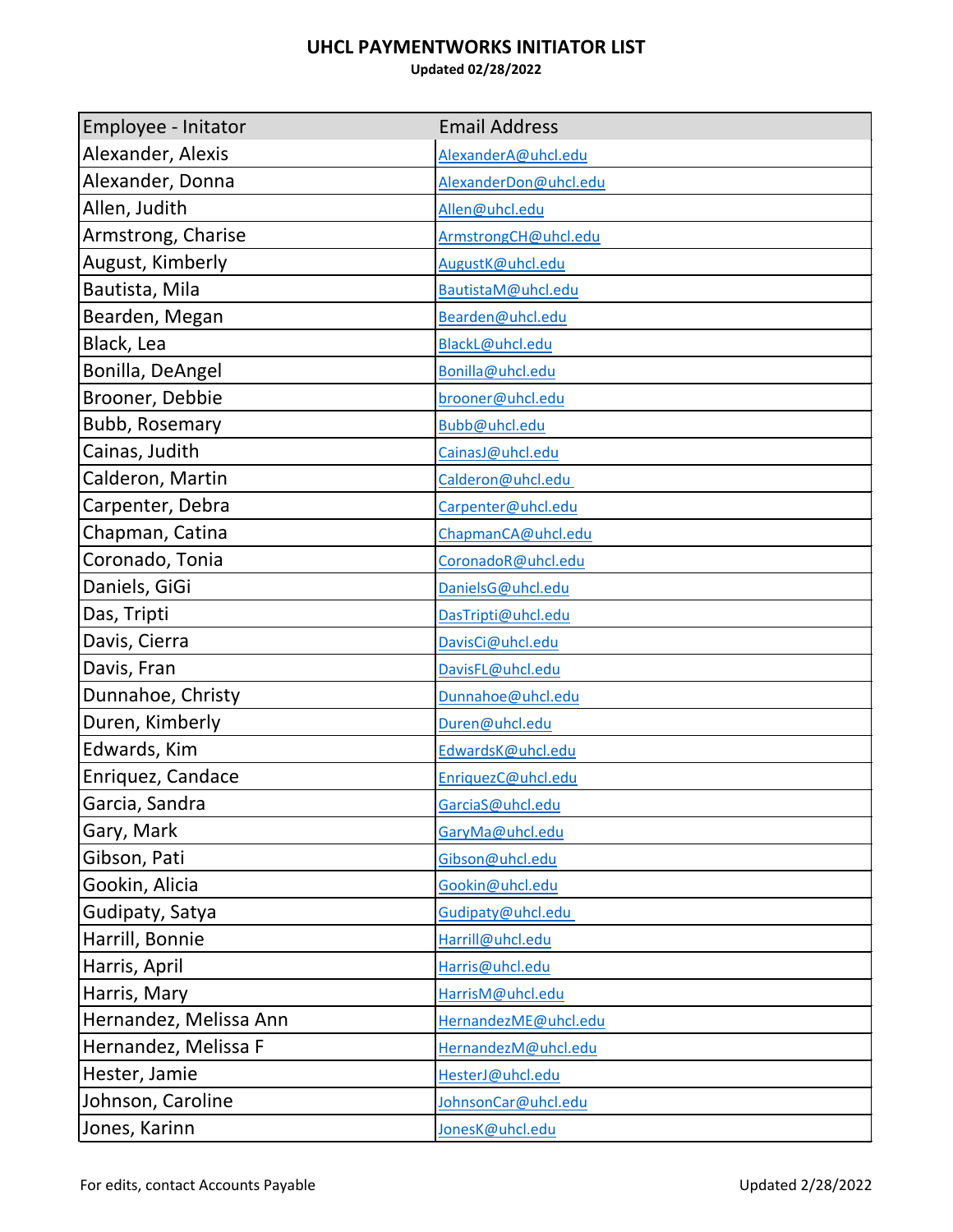# UHCL PAYMENTWORKS INITIATOR LIST

**Updated 02/28/2022**

| Employee - Initator | Email Address |
|---|---|
| Alexander, Alexis | AlexanderA@uhcl.edu |
| Alexander, Donna | AlexanderDon@uhcl.edu |
| Allen, Judith | Allen@uhcl.edu |
| Armstrong, Charise | ArmstrongCH@uhcl.edu |
| August, Kimberly | AugustK@uhcl.edu |
| Bautista, Mila | BautistaM@uhcl.edu |
| Bearden, Megan | Bearden@uhcl.edu |
| Black, Lea | BlackL@uhcl.edu |
| Bonilla, DeAngel | Bonilla@uhcl.edu |
| Brooner, Debbie | brooner@uhcl.edu |
| Bubb, Rosemary | Bubb@uhcl.edu |
| Cainas, Judith | CainasJ@uhcl.edu |
| Calderon, Martin | Calderon@uhcl.edu |
| Carpenter, Debra | Carpenter@uhcl.edu |
| Chapman, Catina | ChapmanCA@uhcl.edu |
| Coronado, Tonia | CoronadoR@uhcl.edu |
| Daniels, GiGi | DanielsG@uhcl.edu |
| Das, Tripti | DasTripti@uhcl.edu |
| Davis, Cierra | DavisCi@uhcl.edu |
| Davis, Fran | DavisFL@uhcl.edu |
| Dunnahoe, Christy | Dunnahoe@uhcl.edu |
| Duren, Kimberly | Duren@uhcl.edu |
| Edwards, Kim | EdwardsK@uhcl.edu |
| Enriquez, Candace | EnriquezC@uhcl.edu |
| Garcia, Sandra | GarciaS@uhcl.edu |
| Gary, Mark | GaryMa@uhcl.edu |
| Gibson, Pati | Gibson@uhcl.edu |
| Gookin, Alicia | Gookin@uhcl.edu |
| Gudipaty, Satya | Gudipaty@uhcl.edu |
| Harrill, Bonnie | Harrill@uhcl.edu |
| Harris, April | Harris@uhcl.edu |
| Harris, Mary | HarrisM@uhcl.edu |
| Hernandez, Melissa Ann | HernandezME@uhcl.edu |
| Hernandez, Melissa F | HernandezM@uhcl.edu |
| Hester, Jamie | HesterJ@uhcl.edu |
| Johnson, Caroline | JohnsonCar@uhcl.edu |
| Jones, Karinn | JonesK@uhcl.edu |

For edits, contact Accounts Payable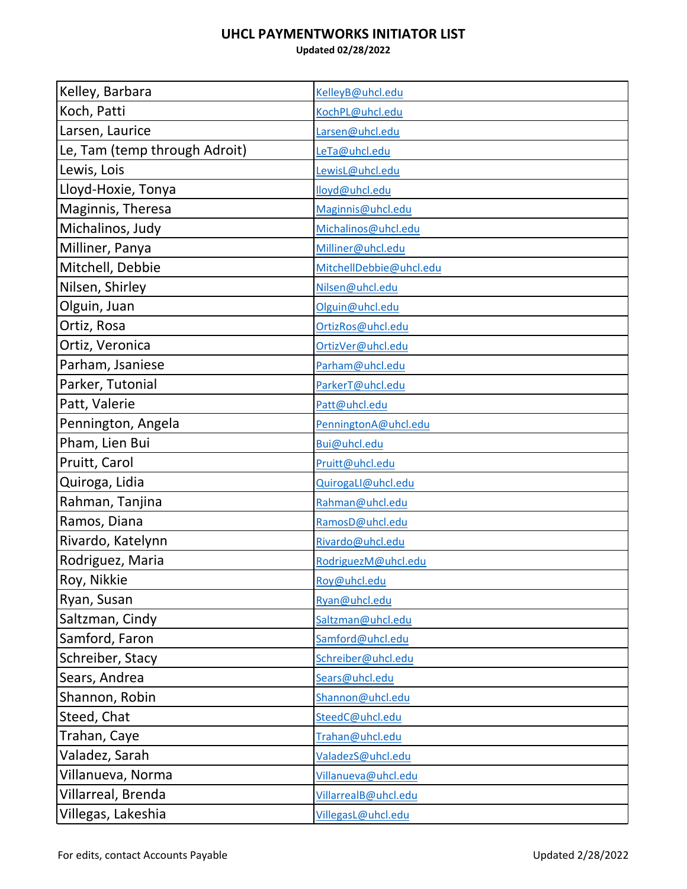# UHCL PAYMENTWORKS INITIATOR LIST

**Updated 02/28/2022**

| | |
|---|---|
| Kelley, Barbara | KelleyB@uhcl.edu |
| Koch, Patti | KochPL@uhcl.edu |
| Larsen, Laurice | Larsen@uhcl.edu |
| Le, Tam (temp through Adroit) | LeTa@uhcl.edu |
| Lewis, Lois | LewisL@uhcl.edu |
| Lloyd-Hoxie, Tonya | lloyd@uhcl.edu |
| Maginnis, Theresa | Maginnis@uhcl.edu |
| Michalinos, Judy | Michalinos@uhcl.edu |
| Milliner, Panya | Milliner@uhcl.edu |
| Mitchell, Debbie | MitchellDebbie@uhcl.edu |
| Nilsen, Shirley | Nilsen@uhcl.edu |
| Olguin, Juan | Olguin@uhcl.edu |
| Ortiz, Rosa | OrtizRos@uhcl.edu |
| Ortiz, Veronica | OrtizVer@uhcl.edu |
| Parham, Jsaniese | Parham@uhcl.edu |
| Parker, Tutonial | ParkerT@uhcl.edu |
| Patt, Valerie | Patt@uhcl.edu |
| Pennington, Angela | PenningtonA@uhcl.edu |
| Pham, Lien Bui | Bui@uhcl.edu |
| Pruitt, Carol | Pruitt@uhcl.edu |
| Quiroga, Lidia | QuirogaLI@uhcl.edu |
| Rahman, Tanjina | Rahman@uhcl.edu |
| Ramos, Diana | RamosD@uhcl.edu |
| Rivardo, Katelynn | Rivardo@uhcl.edu |
| Rodriguez, Maria | RodriguezM@uhcl.edu |
| Roy, Nikkie | Roy@uhcl.edu |
| Ryan, Susan | Ryan@uhcl.edu |
| Saltzman, Cindy | Saltzman@uhcl.edu |
| Samford, Faron | Samford@uhcl.edu |
| Schreiber, Stacy | Schreiber@uhcl.edu |
| Sears, Andrea | Sears@uhcl.edu |
| Shannon, Robin | Shannon@uhcl.edu |
| Steed, Chat | SteedC@uhcl.edu |
| Trahan, Caye | Trahan@uhcl.edu |
| Valadez, Sarah | ValadezS@uhcl.edu |
| Villanueva, Norma | Villanueva@uhcl.edu |
| Villarreal, Brenda | VillarrealB@uhcl.edu |
| Villegas, Lakeshia | VillegasL@uhcl.edu |

For edits, contact Accounts Payable

Updated 2/28/2022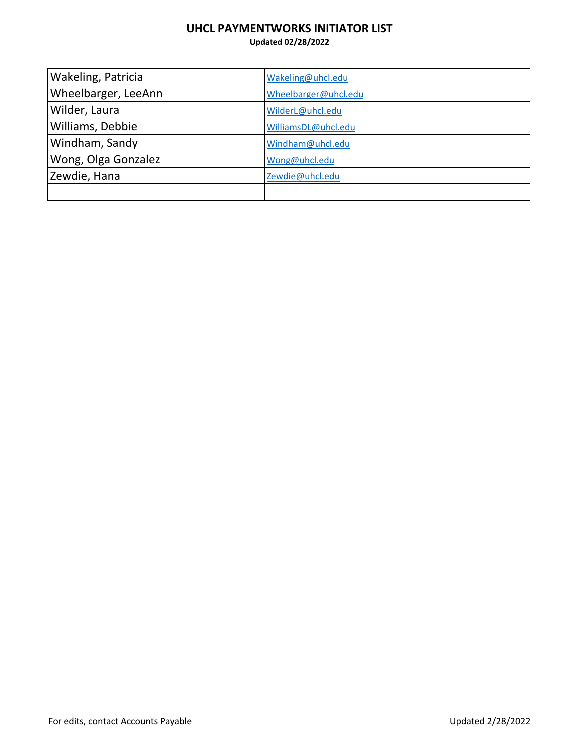# UHCL PAYMENTWORKS INITIATOR LIST

**Updated 02/28/2022**

| | |
|---|---|
| Wakeling, Patricia | Wakeling@uhcl.edu |
| Wheelbarger, LeeAnn | Wheelbarger@uhcl.edu |
| Wilder, Laura | WilderL@uhcl.edu |
| Williams, Debbie | WilliamsDL@uhcl.edu |
| Windham, Sandy | Windham@uhcl.edu |
| Wong, Olga Gonzalez | Wong@uhcl.edu |
| Zewdie, Hana | Zewdie@uhcl.edu |
| | |

For edits, contact Accounts Payable

Updated 2/28/2022